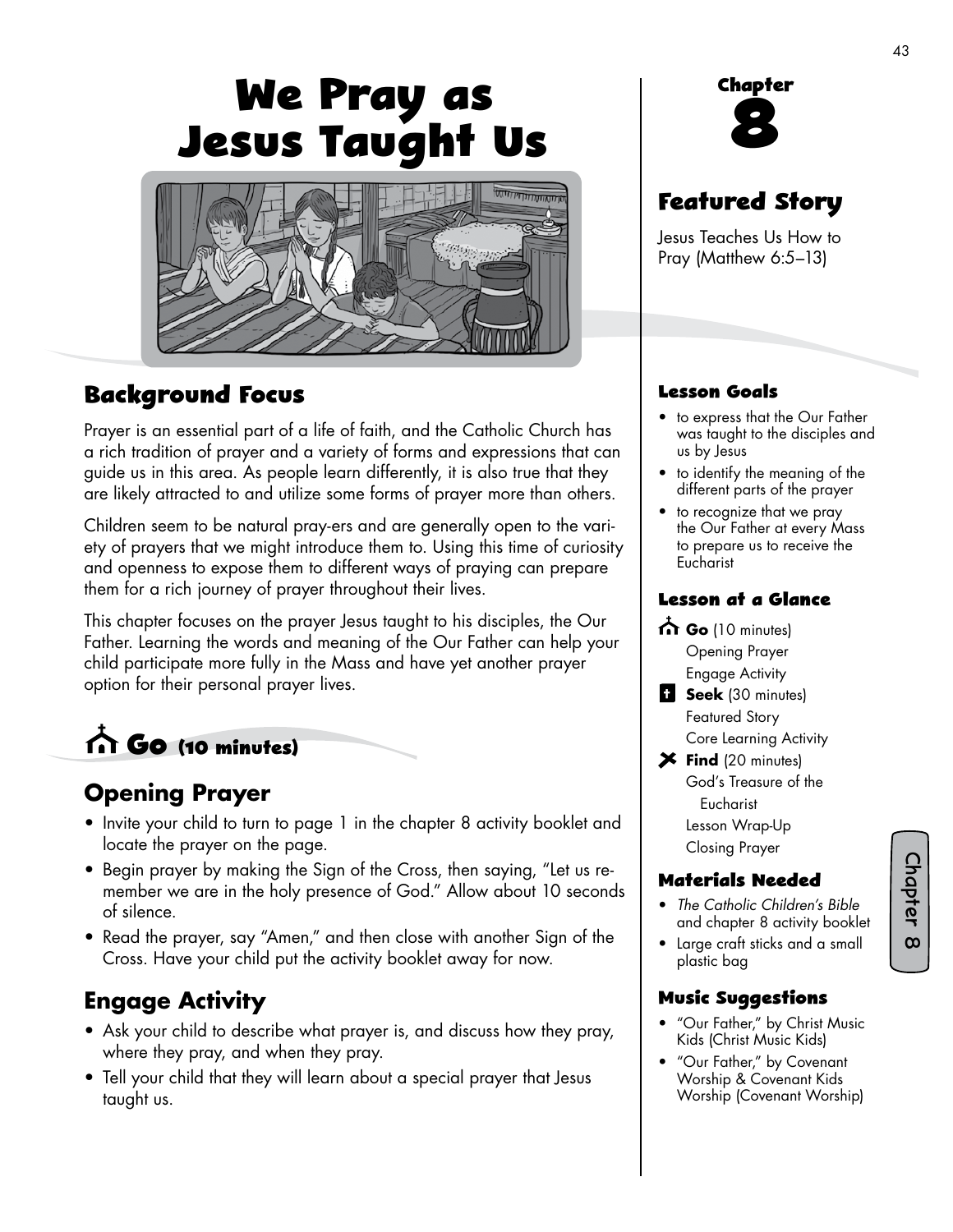# We Pray as Jesus Taught Us

## Chapter 8

### Featured Story

Jesus Teaches Us How to Pray (Matthew 6:5–13)

## Background Focus

Prayer is an essential part of a life of faith, and the Catholic Church has a rich tradition of prayer and a variety of forms and expressions that can guide us in this area. As people learn differently, it is also true that they are likely attracted to and utilize some forms of prayer more than others.

Children seem to be natural pray-ers and are generally open to the variety of prayers that we might introduce them to. Using this time of curiosity and openness to expose them to different ways of praying can prepare them for a rich journey of prayer throughout their lives.

This chapter focuses on the prayer Jesus taught to his disciples, the Our Father. Learning the words and meaning of the Our Father can help your child participate more fully in the Mass and have yet another prayer option for their personal prayer lives.

## Go (10 minutes)

### Opening Prayer

- Invite your child to turn to page 1 in the chapter 8 activity booklet and locate the prayer on the page.
- Begin prayer by making the Sign of the Cross, then saying, "Let us remember we are in the holy presence of God." Allow about 10 seconds of silence.
- Read the prayer, say "Amen," and then close with another Sign of the Cross. Have your child put the activity booklet away for now.

### Engage Activity

- Ask your child to describe what prayer is, and discuss how they pray, where they pray, and when they pray.
- Tell your child that they will learn about a special prayer that Jesus taught us.

#### Lesson Goals

- to express that the Our Father was taught to the disciples and us by Jesus
- to identify the meaning of the different parts of the prayer
- to recognize that we pray the Our Father at every Mass to prepare us to receive the Eucharist

#### Lesson at a Glance

- **Go** (10 minutes)
  - Opening Prayer
  - Engage Activity
- **Seek** (30 minutes)
  - Featured Story
  - Core Learning Activity
- **Find** (20 minutes)
  - God's Treasure of the Eucharist
  - Lesson Wrap-Up
  - Closing Prayer

#### Materials Needed

- *The Catholic Children's Bible* and chapter 8 activity booklet
- Large craft sticks and a small plastic bag

#### Music Suggestions

- "Our Father," by Christ Music Kids (Christ Music Kids)
- "Our Father," by Covenant Worship & Covenant Kids Worship (Covenant Worship)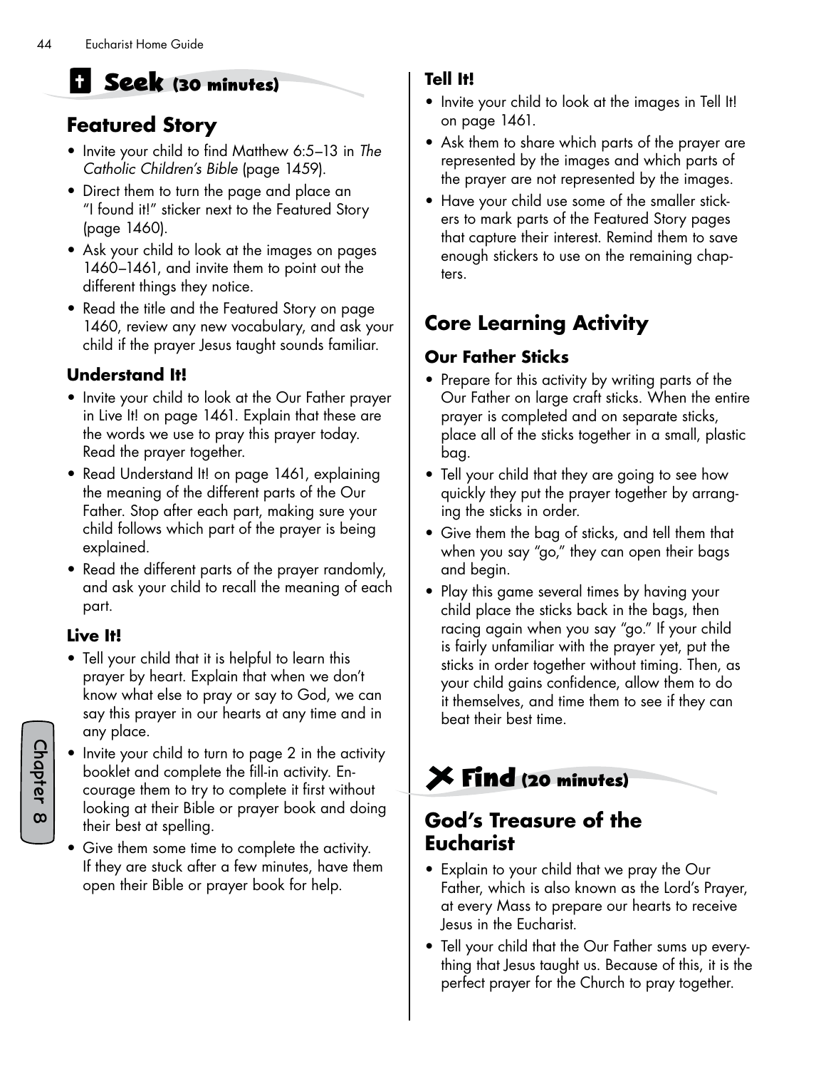## Seek (30 minutes)

### Featured Story

- Invite your child to find Matthew 6:5–13 in *The Catholic Children's Bible* (page 1459).
- Direct them to turn the page and place an "I found it!" sticker next to the Featured Story (page 1460).
- Ask your child to look at the images on pages 1460–1461, and invite them to point out the different things they notice.
- Read the title and the Featured Story on page 1460, review any new vocabulary, and ask your child if the prayer Jesus taught sounds familiar.

#### Understand It!

- Invite your child to look at the Our Father prayer in Live It! on page 1461. Explain that these are the words we use to pray this prayer today. Read the prayer together.
- Read Understand It! on page 1461, explaining the meaning of the different parts of the Our Father. Stop after each part, making sure your child follows which part of the prayer is being explained.
- Read the different parts of the prayer randomly, and ask your child to recall the meaning of each part.

#### Live It!

- Tell your child that it is helpful to learn this prayer by heart. Explain that when we don't know what else to pray or say to God, we can say this prayer in our hearts at any time and in any place.
- Invite your child to turn to page 2 in the activity booklet and complete the fill-in activity. Encourage them to try to complete it first without looking at their Bible or prayer book and doing their best at spelling.
- Give them some time to complete the activity. If they are stuck after a few minutes, have them open their Bible or prayer book for help.

#### Tell It!

- Invite your child to look at the images in Tell It! on page 1461.
- Ask them to share which parts of the prayer are represented by the images and which parts of the prayer are not represented by the images.
- Have your child use some of the smaller stickers to mark parts of the Featured Story pages that capture their interest. Remind them to save enough stickers to use on the remaining chapters.

### Core Learning Activity

#### Our Father Sticks

- Prepare for this activity by writing parts of the Our Father on large craft sticks. When the entire prayer is completed and on separate sticks, place all of the sticks together in a small, plastic bag.
- Tell your child that they are going to see how quickly they put the prayer together by arranging the sticks in order.
- Give them the bag of sticks, and tell them that when you say "go," they can open their bags and begin.
- Play this game several times by having your child place the sticks back in the bags, then racing again when you say "go." If your child is fairly unfamiliar with the prayer yet, put the sticks in order together without timing. Then, as your child gains confidence, allow them to do it themselves, and time them to see if they can beat their best time.

## Find (20 minutes)

### God's Treasure of the Eucharist

- Explain to your child that we pray the Our Father, which is also known as the Lord's Prayer, at every Mass to prepare our hearts to receive Jesus in the Eucharist.
- Tell your child that the Our Father sums up everything that Jesus taught us. Because of this, it is the perfect prayer for the Church to pray together.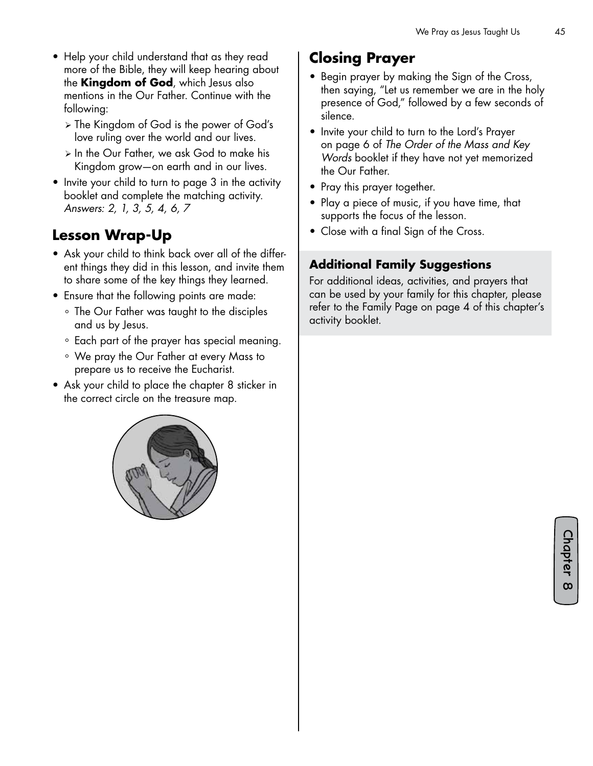- Help your child understand that as they read more of the Bible, they will keep hearing about the **Kingdom of God**, which Jesus also mentions in the Our Father. Continue with the following:
  - The Kingdom of God is the power of God's love ruling over the world and our lives.
  - In the Our Father, we ask God to make his Kingdom grow—on earth and in our lives.
- Invite your child to turn to page 3 in the activity booklet and complete the matching activity. *Answers: 2, 1, 3, 5, 4, 6, 7*

## Lesson Wrap-Up

- Ask your child to think back over all of the different things they did in this lesson, and invite them to share some of the key things they learned.
- Ensure that the following points are made:
  - The Our Father was taught to the disciples and us by Jesus.
  - Each part of the prayer has special meaning.
  - We pray the Our Father at every Mass to prepare us to receive the Eucharist.
- Ask your child to place the chapter 8 sticker in the correct circle on the treasure map.

## Closing Prayer

- Begin prayer by making the Sign of the Cross, then saying, "Let us remember we are in the holy presence of God," followed by a few seconds of silence.
- Invite your child to turn to the Lord's Prayer on page 6 of *The Order of the Mass and Key Words* booklet if they have not yet memorized the Our Father.
- Pray this prayer together.
- Play a piece of music, if you have time, that supports the focus of the lesson.
- Close with a final Sign of the Cross.

### Additional Family Suggestions

For additional ideas, activities, and prayers that can be used by your family for this chapter, please refer to the Family Page on page 4 of this chapter's activity booklet.